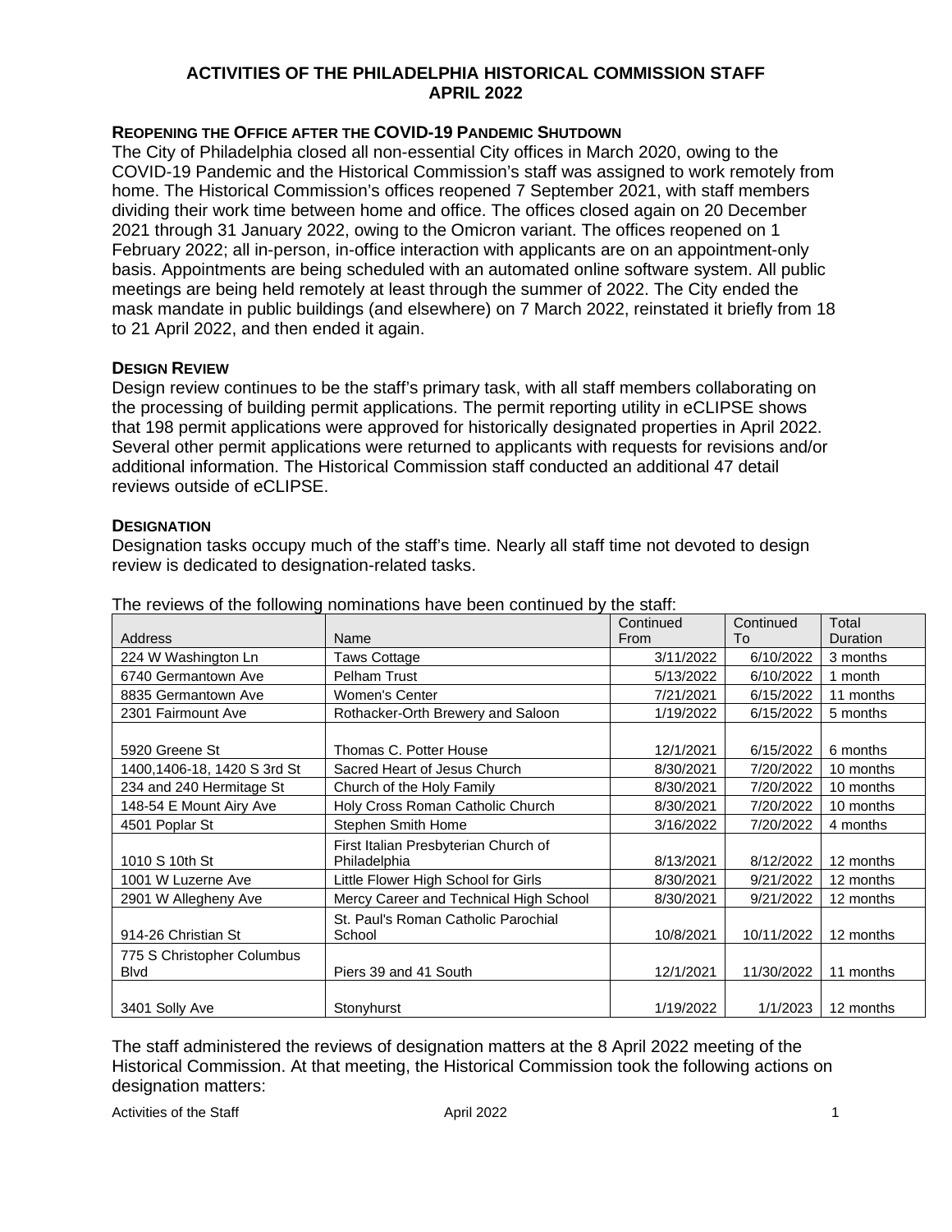# ACTIVITIES OF THE PHILADELPHIA HISTORICAL COMMISSION STAFF
# APRIL 2022

## Reopening the Office after the COVID-19 Pandemic Shutdown

The City of Philadelphia closed all non-essential City offices in March 2020, owing to the COVID-19 Pandemic and the Historical Commission's staff was assigned to work remotely from home. The Historical Commission's offices reopened 7 September 2021, with staff members dividing their work time between home and office. The offices closed again on 20 December 2021 through 31 January 2022, owing to the Omicron variant. The offices reopened on 1 February 2022; all in-person, in-office interaction with applicants are on an appointment-only basis. Appointments are being scheduled with an automated online software system. All public meetings are being held remotely at least through the summer of 2022. The City ended the mask mandate in public buildings (and elsewhere) on 7 March 2022, reinstated it briefly from 18 to 21 April 2022, and then ended it again.

## Design Review

Design review continues to be the staff's primary task, with all staff members collaborating on the processing of building permit applications. The permit reporting utility in eCLIPSE shows that 198 permit applications were approved for historically designated properties in April 2022. Several other permit applications were returned to applicants with requests for revisions and/or additional information. The Historical Commission staff conducted an additional 47 detail reviews outside of eCLIPSE.

## Designation

Designation tasks occupy much of the staff's time. Nearly all staff time not devoted to design review is dedicated to designation-related tasks.

The reviews of the following nominations have been continued by the staff:

| Address | Name | Continued From | Continued To | Total Duration |
|---|---|---|---|---|
| 224 W Washington Ln | Taws Cottage | 3/11/2022 | 6/10/2022 | 3 months |
| 6740 Germantown Ave | Pelham Trust | 5/13/2022 | 6/10/2022 | 1 month |
| 8835 Germantown Ave | Women's Center | 7/21/2021 | 6/15/2022 | 11 months |
| 2301 Fairmount Ave | Rothacker-Orth Brewery and Saloon | 1/19/2022 | 6/15/2022 | 5 months |
| 5920 Greene St | Thomas C. Potter House | 12/1/2021 | 6/15/2022 | 6 months |
| 1400,1406-18, 1420 S 3rd St | Sacred Heart of Jesus Church | 8/30/2021 | 7/20/2022 | 10 months |
| 234 and 240 Hermitage St | Church of the Holy Family | 8/30/2021 | 7/20/2022 | 10 months |
| 148-54 E Mount Airy Ave | Holy Cross Roman Catholic Church | 8/30/2021 | 7/20/2022 | 10 months |
| 4501 Poplar St | Stephen Smith Home | 3/16/2022 | 7/20/2022 | 4 months |
| 1010 S 10th St | First Italian Presbyterian Church of Philadelphia | 8/13/2021 | 8/12/2022 | 12 months |
| 1001 W Luzerne Ave | Little Flower High School for Girls | 8/30/2021 | 9/21/2022 | 12 months |
| 2901 W Allegheny Ave | Mercy Career and Technical High School | 8/30/2021 | 9/21/2022 | 12 months |
| 914-26 Christian St | St. Paul's Roman Catholic Parochial School | 10/8/2021 | 10/11/2022 | 12 months |
| 775 S Christopher Columbus Blvd | Piers 39 and 41 South | 12/1/2021 | 11/30/2022 | 11 months |
| 3401 Solly Ave | Stonyhurst | 1/19/2022 | 1/1/2023 | 12 months |

The staff administered the reviews of designation matters at the 8 April 2022 meeting of the Historical Commission. At that meeting, the Historical Commission took the following actions on designation matters: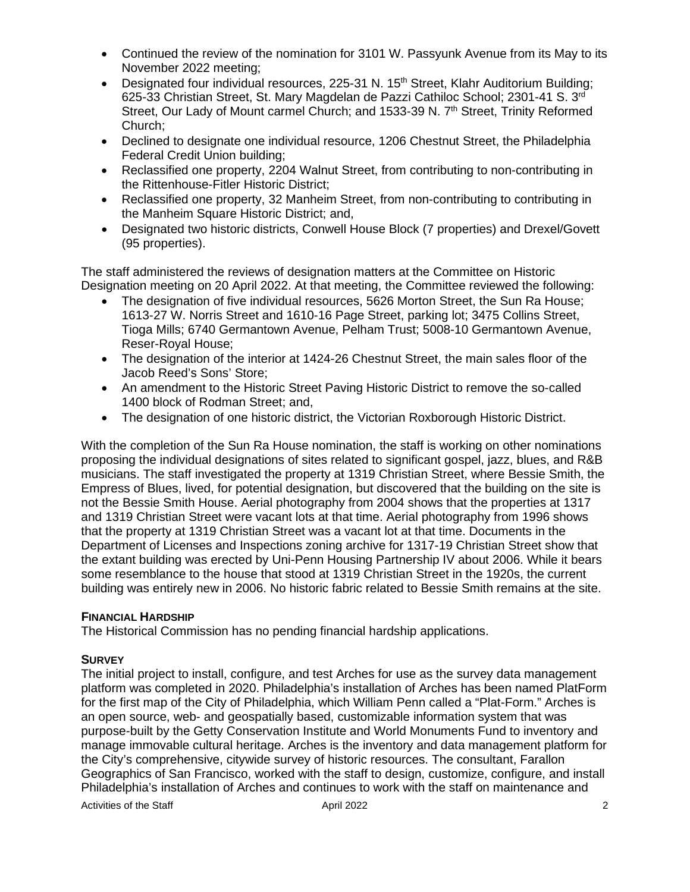- Continued the review of the nomination for 3101 W. Passyunk Avenue from its May to its November 2022 meeting;
- Designated four individual resources, 225-31 N. 15th Street, Klahr Auditorium Building; 625-33 Christian Street, St. Mary Magdelan de Pazzi Cathiloc School; 2301-41 S. 3rd Street, Our Lady of Mount carmel Church; and 1533-39 N. 7th Street, Trinity Reformed Church;
- Declined to designate one individual resource, 1206 Chestnut Street, the Philadelphia Federal Credit Union building;
- Reclassified one property, 2204 Walnut Street, from contributing to non-contributing in the Rittenhouse-Fitler Historic District;
- Reclassified one property, 32 Manheim Street, from non-contributing to contributing in the Manheim Square Historic District; and,
- Designated two historic districts, Conwell House Block (7 properties) and Drexel/Govett (95 properties).

The staff administered the reviews of designation matters at the Committee on Historic Designation meeting on 20 April 2022. At that meeting, the Committee reviewed the following:

- The designation of five individual resources, 5626 Morton Street, the Sun Ra House; 1613-27 W. Norris Street and 1610-16 Page Street, parking lot; 3475 Collins Street, Tioga Mills; 6740 Germantown Avenue, Pelham Trust; 5008-10 Germantown Avenue, Reser-Royal House;
- The designation of the interior at 1424-26 Chestnut Street, the main sales floor of the Jacob Reed's Sons' Store;
- An amendment to the Historic Street Paving Historic District to remove the so-called 1400 block of Rodman Street; and,
- The designation of one historic district, the Victorian Roxborough Historic District.

With the completion of the Sun Ra House nomination, the staff is working on other nominations proposing the individual designations of sites related to significant gospel, jazz, blues, and R&B musicians. The staff investigated the property at 1319 Christian Street, where Bessie Smith, the Empress of Blues, lived, for potential designation, but discovered that the building on the site is not the Bessie Smith House. Aerial photography from 2004 shows that the properties at 1317 and 1319 Christian Street were vacant lots at that time. Aerial photography from 1996 shows that the property at 1319 Christian Street was a vacant lot at that time. Documents in the Department of Licenses and Inspections zoning archive for 1317-19 Christian Street show that the extant building was erected by Uni-Penn Housing Partnership IV about 2006. While it bears some resemblance to the house that stood at 1319 Christian Street in the 1920s, the current building was entirely new in 2006. No historic fabric related to Bessie Smith remains at the site.

**FINANCIAL HARDSHIP**

The Historical Commission has no pending financial hardship applications.

**SURVEY**

The initial project to install, configure, and test Arches for use as the survey data management platform was completed in 2020. Philadelphia's installation of Arches has been named PlatForm for the first map of the City of Philadelphia, which William Penn called a "Plat-Form." Arches is an open source, web- and geospatially based, customizable information system that was purpose-built by the Getty Conservation Institute and World Monuments Fund to inventory and manage immovable cultural heritage. Arches is the inventory and data management platform for the City's comprehensive, citywide survey of historic resources. The consultant, Farallon Geographics of San Francisco, worked with the staff to design, customize, configure, and install Philadelphia's installation of Arches and continues to work with the staff on maintenance and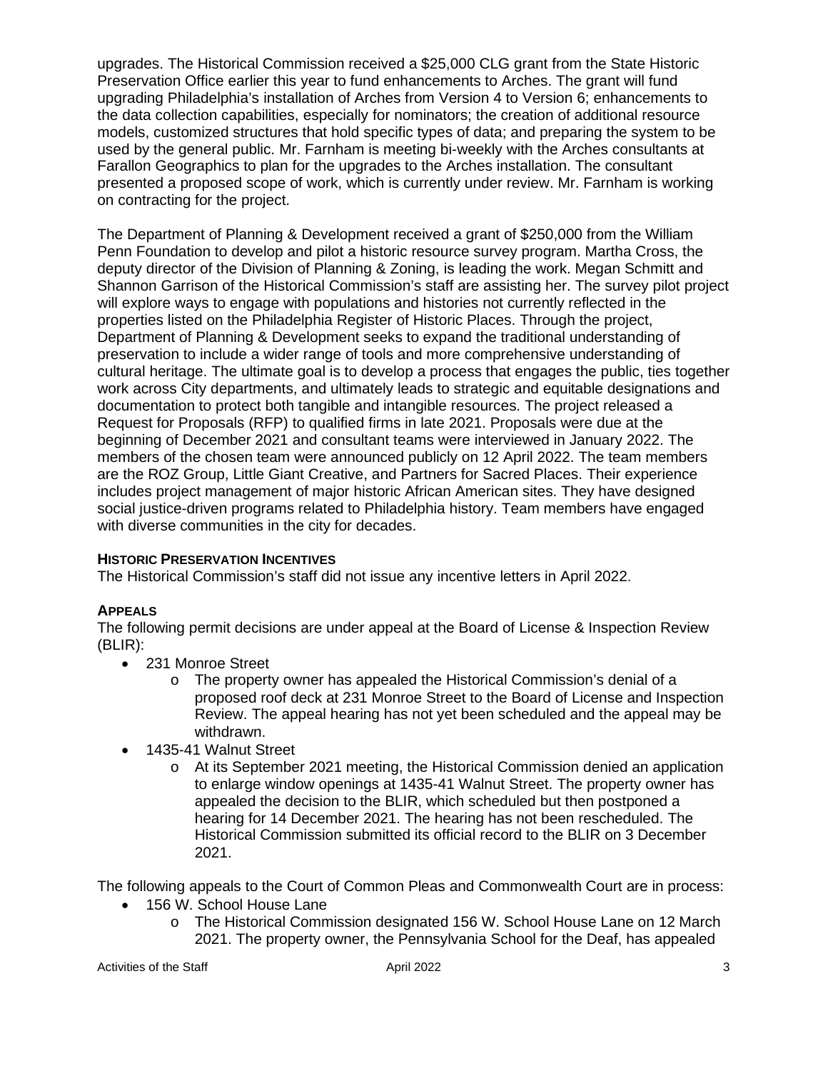upgrades. The Historical Commission received a $25,000 CLG grant from the State Historic Preservation Office earlier this year to fund enhancements to Arches. The grant will fund upgrading Philadelphia's installation of Arches from Version 4 to Version 6; enhancements to the data collection capabilities, especially for nominators; the creation of additional resource models, customized structures that hold specific types of data; and preparing the system to be used by the general public. Mr. Farnham is meeting bi-weekly with the Arches consultants at Farallon Geographics to plan for the upgrades to the Arches installation. The consultant presented a proposed scope of work, which is currently under review. Mr. Farnham is working on contracting for the project.

The Department of Planning & Development received a grant of $250,000 from the William Penn Foundation to develop and pilot a historic resource survey program. Martha Cross, the deputy director of the Division of Planning & Zoning, is leading the work. Megan Schmitt and Shannon Garrison of the Historical Commission's staff are assisting her. The survey pilot project will explore ways to engage with populations and histories not currently reflected in the properties listed on the Philadelphia Register of Historic Places. Through the project, Department of Planning & Development seeks to expand the traditional understanding of preservation to include a wider range of tools and more comprehensive understanding of cultural heritage. The ultimate goal is to develop a process that engages the public, ties together work across City departments, and ultimately leads to strategic and equitable designations and documentation to protect both tangible and intangible resources. The project released a Request for Proposals (RFP) to qualified firms in late 2021. Proposals were due at the beginning of December 2021 and consultant teams were interviewed in January 2022. The members of the chosen team were announced publicly on 12 April 2022. The team members are the ROZ Group, Little Giant Creative, and Partners for Sacred Places. Their experience includes project management of major historic African American sites. They have designed social justice-driven programs related to Philadelphia history. Team members have engaged with diverse communities in the city for decades.

**HISTORIC PRESERVATION INCENTIVES**

The Historical Commission's staff did not issue any incentive letters in April 2022.

**APPEALS**

The following permit decisions are under appeal at the Board of License & Inspection Review (BLIR):

- 231 Monroe Street
  - The property owner has appealed the Historical Commission's denial of a proposed roof deck at 231 Monroe Street to the Board of License and Inspection Review. The appeal hearing has not yet been scheduled and the appeal may be withdrawn.
- 1435-41 Walnut Street
  - At its September 2021 meeting, the Historical Commission denied an application to enlarge window openings at 1435-41 Walnut Street. The property owner has appealed the decision to the BLIR, which scheduled but then postponed a hearing for 14 December 2021. The hearing has not been rescheduled. The Historical Commission submitted its official record to the BLIR on 3 December 2021.

The following appeals to the Court of Common Pleas and Commonwealth Court are in process:

- 156 W. School House Lane
  - The Historical Commission designated 156 W. School House Lane on 12 March 2021. The property owner, the Pennsylvania School for the Deaf, has appealed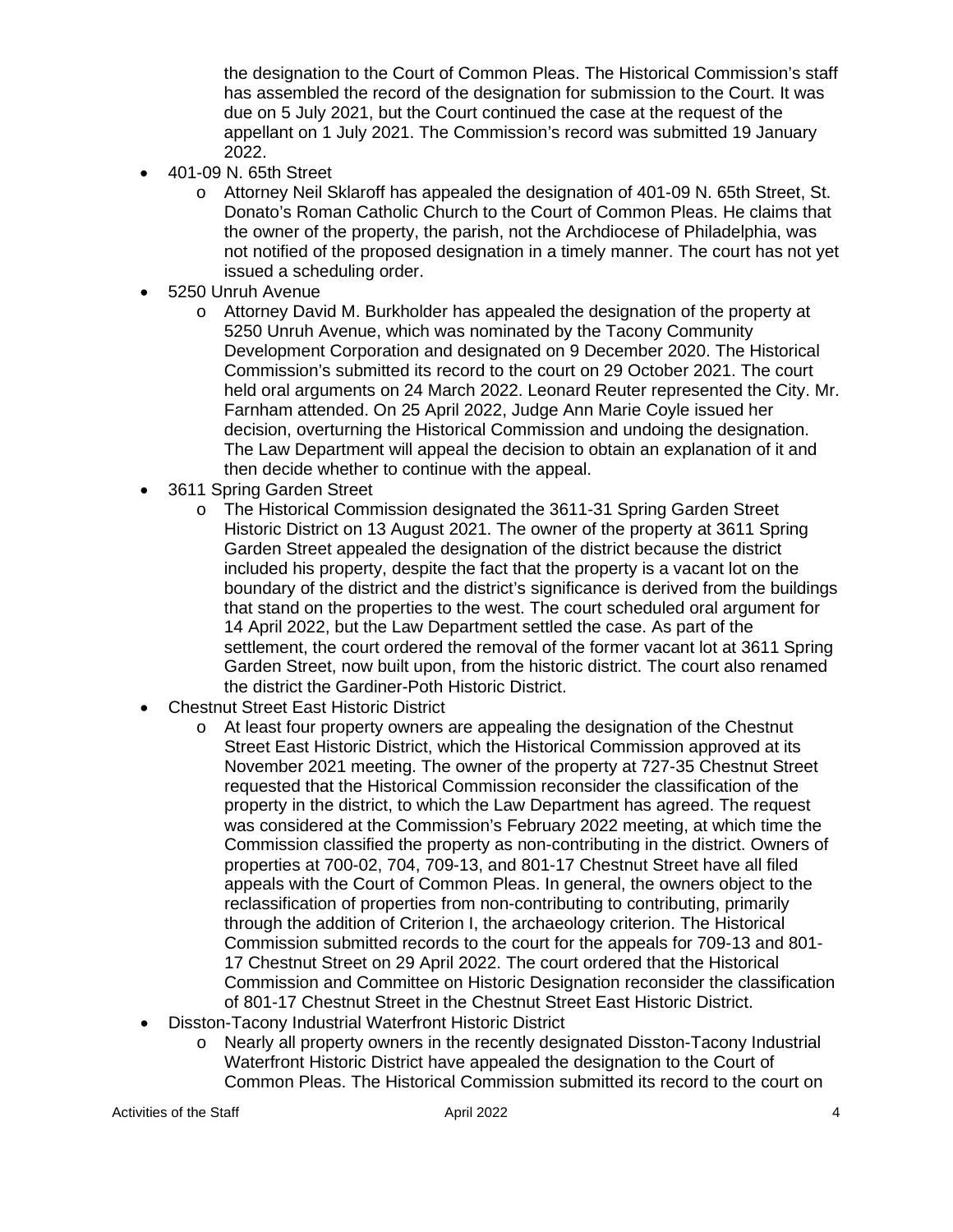- the designation to the Court of Common Pleas. The Historical Commission's staff has assembled the record of the designation for submission to the Court. It was due on 5 July 2021, but the Court continued the case at the request of the appellant on 1 July 2021. The Commission's record was submitted 19 January 2022.
- 401-09 N. 65th Street
    - Attorney Neil Sklaroff has appealed the designation of 401-09 N. 65th Street, St. Donato's Roman Catholic Church to the Court of Common Pleas. He claims that the owner of the property, the parish, not the Archdiocese of Philadelphia, was not notified of the proposed designation in a timely manner. The court has not yet issued a scheduling order.
- 5250 Unruh Avenue
    - Attorney David M. Burkholder has appealed the designation of the property at 5250 Unruh Avenue, which was nominated by the Tacony Community Development Corporation and designated on 9 December 2020. The Historical Commission's submitted its record to the court on 29 October 2021. The court held oral arguments on 24 March 2022. Leonard Reuter represented the City. Mr. Farnham attended. On 25 April 2022, Judge Ann Marie Coyle issued her decision, overturning the Historical Commission and undoing the designation. The Law Department will appeal the decision to obtain an explanation of it and then decide whether to continue with the appeal.
- 3611 Spring Garden Street
    - The Historical Commission designated the 3611-31 Spring Garden Street Historic District on 13 August 2021. The owner of the property at 3611 Spring Garden Street appealed the designation of the district because the district included his property, despite the fact that the property is a vacant lot on the boundary of the district and the district's significance is derived from the buildings that stand on the properties to the west. The court scheduled oral argument for 14 April 2022, but the Law Department settled the case. As part of the settlement, the court ordered the removal of the former vacant lot at 3611 Spring Garden Street, now built upon, from the historic district. The court also renamed the district the Gardiner-Poth Historic District.
- Chestnut Street East Historic District
    - At least four property owners are appealing the designation of the Chestnut Street East Historic District, which the Historical Commission approved at its November 2021 meeting. The owner of the property at 727-35 Chestnut Street requested that the Historical Commission reconsider the classification of the property in the district, to which the Law Department has agreed. The request was considered at the Commission's February 2022 meeting, at which time the Commission classified the property as non-contributing in the district. Owners of properties at 700-02, 704, 709-13, and 801-17 Chestnut Street have all filed appeals with the Court of Common Pleas. In general, the owners object to the reclassification of properties from non-contributing to contributing, primarily through the addition of Criterion I, the archaeology criterion. The Historical Commission submitted records to the court for the appeals for 709-13 and 801-17 Chestnut Street on 29 April 2022. The court ordered that the Historical Commission and Committee on Historic Designation reconsider the classification of 801-17 Chestnut Street in the Chestnut Street East Historic District.
- Disston-Tacony Industrial Waterfront Historic District
    - Nearly all property owners in the recently designated Disston-Tacony Industrial Waterfront Historic District have appealed the designation to the Court of Common Pleas. The Historical Commission submitted its record to the court on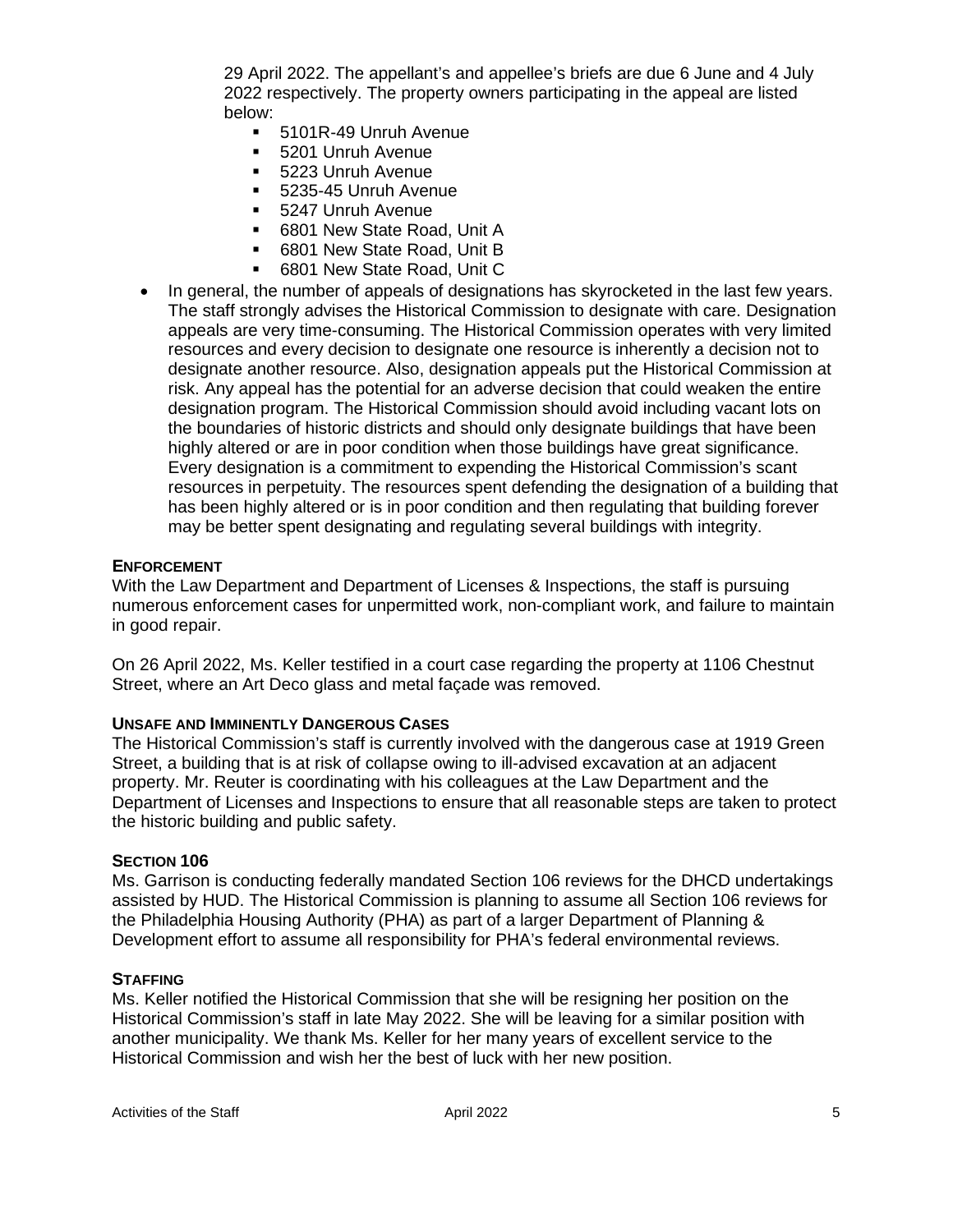29 April 2022. The appellant's and appellee's briefs are due 6 June and 4 July 2022 respectively. The property owners participating in the appeal are listed below:
   - 5101R-49 Unruh Avenue
   - 5201 Unruh Avenue
   - 5223 Unruh Avenue
   - 5235-45 Unruh Avenue
   - 5247 Unruh Avenue
   - 6801 New State Road, Unit A
   - 6801 New State Road, Unit B
   - 6801 New State Road, Unit C

- In general, the number of appeals of designations has skyrocketed in the last few years. The staff strongly advises the Historical Commission to designate with care. Designation appeals are very time-consuming. The Historical Commission operates with very limited resources and every decision to designate one resource is inherently a decision not to designate another resource. Also, designation appeals put the Historical Commission at risk. Any appeal has the potential for an adverse decision that could weaken the entire designation program. The Historical Commission should avoid including vacant lots on the boundaries of historic districts and should only designate buildings that have been highly altered or are in poor condition when those buildings have great significance. Every designation is a commitment to expending the Historical Commission's scant resources in perpetuity. The resources spent defending the designation of a building that has been highly altered or is in poor condition and then regulating that building forever may be better spent designating and regulating several buildings with integrity.

**ENFORCEMENT**

With the Law Department and Department of Licenses & Inspections, the staff is pursuing numerous enforcement cases for unpermitted work, non-compliant work, and failure to maintain in good repair.

On 26 April 2022, Ms. Keller testified in a court case regarding the property at 1106 Chestnut Street, where an Art Deco glass and metal façade was removed.

**UNSAFE AND IMMINENTLY DANGEROUS CASES**

The Historical Commission's staff is currently involved with the dangerous case at 1919 Green Street, a building that is at risk of collapse owing to ill-advised excavation at an adjacent property. Mr. Reuter is coordinating with his colleagues at the Law Department and the Department of Licenses and Inspections to ensure that all reasonable steps are taken to protect the historic building and public safety.

**SECTION 106**

Ms. Garrison is conducting federally mandated Section 106 reviews for the DHCD undertakings assisted by HUD. The Historical Commission is planning to assume all Section 106 reviews for the Philadelphia Housing Authority (PHA) as part of a larger Department of Planning & Development effort to assume all responsibility for PHA's federal environmental reviews.

**STAFFING**

Ms. Keller notified the Historical Commission that she will be resigning her position on the Historical Commission's staff in late May 2022. She will be leaving for a similar position with another municipality. We thank Ms. Keller for her many years of excellent service to the Historical Commission and wish her the best of luck with her new position.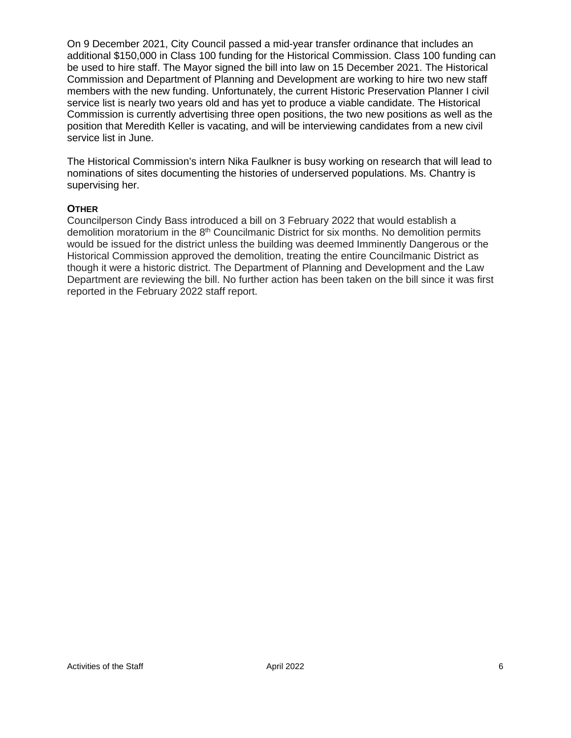On 9 December 2021, City Council passed a mid-year transfer ordinance that includes an additional $150,000 in Class 100 funding for the Historical Commission. Class 100 funding can be used to hire staff. The Mayor signed the bill into law on 15 December 2021. The Historical Commission and Department of Planning and Development are working to hire two new staff members with the new funding. Unfortunately, the current Historic Preservation Planner I civil service list is nearly two years old and has yet to produce a viable candidate. The Historical Commission is currently advertising three open positions, the two new positions as well as the position that Meredith Keller is vacating, and will be interviewing candidates from a new civil service list in June.

The Historical Commission's intern Nika Faulkner is busy working on research that will lead to nominations of sites documenting the histories of underserved populations. Ms. Chantry is supervising her.

**OTHER**

Councilperson Cindy Bass introduced a bill on 3 February 2022 that would establish a demolition moratorium in the 8th Councilmanic District for six months. No demolition permits would be issued for the district unless the building was deemed Imminently Dangerous or the Historical Commission approved the demolition, treating the entire Councilmanic District as though it were a historic district. The Department of Planning and Development and the Law Department are reviewing the bill. No further action has been taken on the bill since it was first reported in the February 2022 staff report.